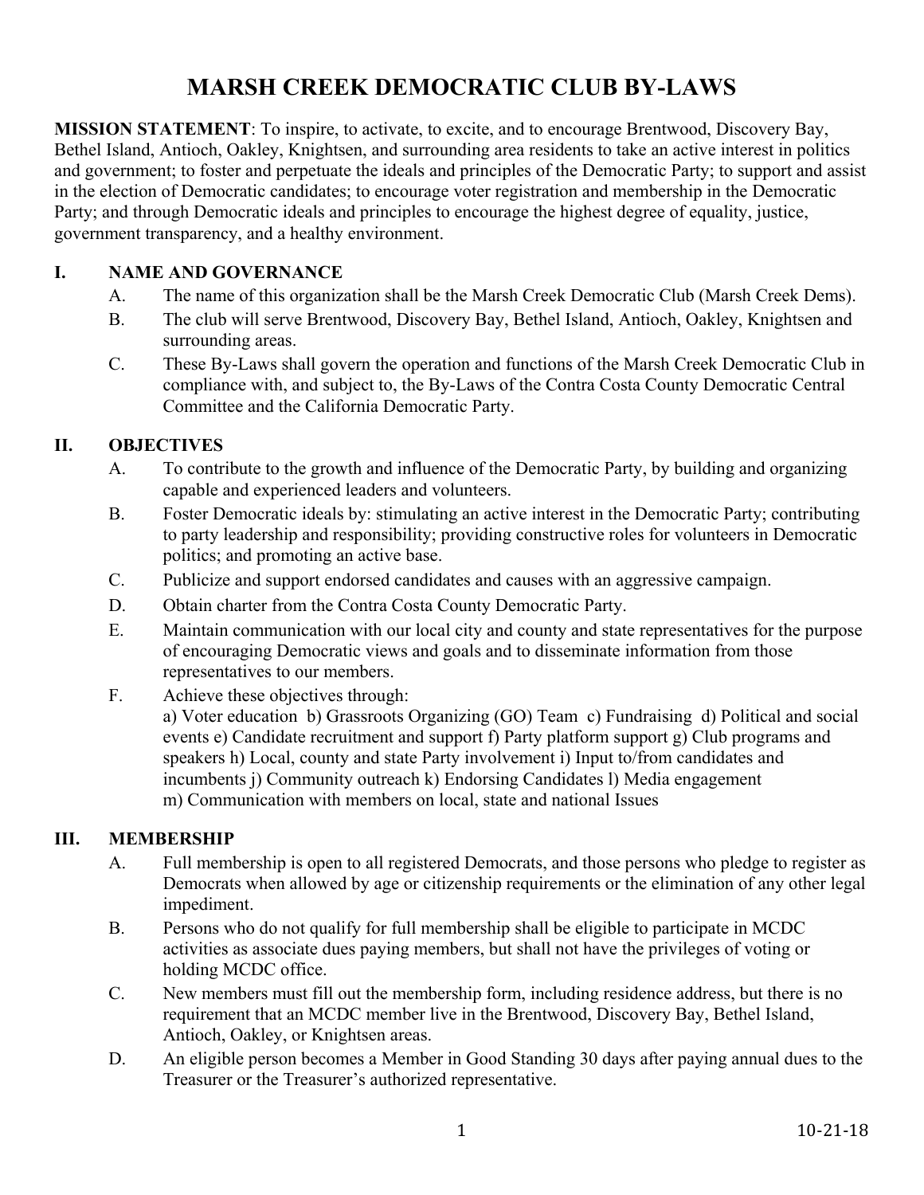# MARSH CREEK DEMOCRATIC CLUB BY-LAWS

**MISSION STATEMENT**: To inspire, to activate, to excite, and to encourage Brentwood, Discovery Bay, Bethel Island, Antioch, Oakley, Knightsen, and surrounding area residents to take an active interest in politics and government; to foster and perpetuate the ideals and principles of the Democratic Party; to support and assist in the election of Democratic candidates; to encourage voter registration and membership in the Democratic Party; and through Democratic ideals and principles to encourage the highest degree of equality, justice, government transparency, and a healthy environment.

## I. NAME AND GOVERNANCE

A. The name of this organization shall be the Marsh Creek Democratic Club (Marsh Creek Dems).

B. The club will serve Brentwood, Discovery Bay, Bethel Island, Antioch, Oakley, Knightsen and surrounding areas.

C. These By-Laws shall govern the operation and functions of the Marsh Creek Democratic Club in compliance with, and subject to, the By-Laws of the Contra Costa County Democratic Central Committee and the California Democratic Party.

## II. OBJECTIVES

A. To contribute to the growth and influence of the Democratic Party, by building and organizing capable and experienced leaders and volunteers.

B. Foster Democratic ideals by: stimulating an active interest in the Democratic Party; contributing to party leadership and responsibility; providing constructive roles for volunteers in Democratic politics; and promoting an active base.

C. Publicize and support endorsed candidates and causes with an aggressive campaign.

D. Obtain charter from the Contra Costa County Democratic Party.

E. Maintain communication with our local city and county and state representatives for the purpose of encouraging Democratic views and goals and to disseminate information from those representatives to our members.

F. Achieve these objectives through:
a) Voter education b) Grassroots Organizing (GO) Team c) Fundraising d) Political and social events e) Candidate recruitment and support f) Party platform support g) Club programs and speakers h) Local, county and state Party involvement i) Input to/from candidates and incumbents j) Community outreach k) Endorsing Candidates l) Media engagement m) Communication with members on local, state and national Issues

## III. MEMBERSHIP

A. Full membership is open to all registered Democrats, and those persons who pledge to register as Democrats when allowed by age or citizenship requirements or the elimination of any other legal impediment.

B. Persons who do not qualify for full membership shall be eligible to participate in MCDC activities as associate dues paying members, but shall not have the privileges of voting or holding MCDC office.

C. New members must fill out the membership form, including residence address, but there is no requirement that an MCDC member live in the Brentwood, Discovery Bay, Bethel Island, Antioch, Oakley, or Knightsen areas.

D. An eligible person becomes a Member in Good Standing 30 days after paying annual dues to the Treasurer or the Treasurer's authorized representative.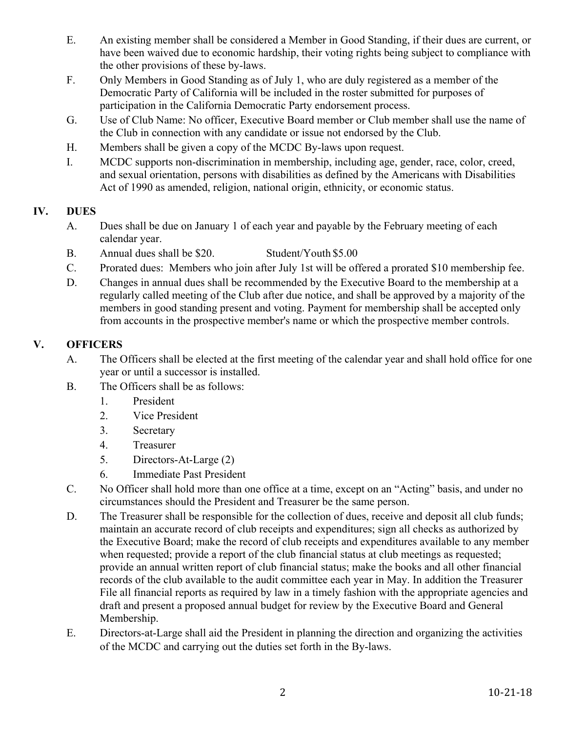E. An existing member shall be considered a Member in Good Standing, if their dues are current, or have been waived due to economic hardship, their voting rights being subject to compliance with the other provisions of these by-laws.

F. Only Members in Good Standing as of July 1, who are duly registered as a member of the Democratic Party of California will be included in the roster submitted for purposes of participation in the California Democratic Party endorsement process.

G. Use of Club Name: No officer, Executive Board member or Club member shall use the name of the Club in connection with any candidate or issue not endorsed by the Club.

H. Members shall be given a copy of the MCDC By-laws upon request.

I. MCDC supports non-discrimination in membership, including age, gender, race, color, creed, and sexual orientation, persons with disabilities as defined by the Americans with Disabilities Act of 1990 as amended, religion, national origin, ethnicity, or economic status.

## IV. DUES

A. Dues shall be due on January 1 of each year and payable by the February meeting of each calendar year.

B. Annual dues shall be $20. Student/Youth $5.00

C. Prorated dues: Members who join after July 1st will be offered a prorated $10 membership fee.

D. Changes in annual dues shall be recommended by the Executive Board to the membership at a regularly called meeting of the Club after due notice, and shall be approved by a majority of the members in good standing present and voting. Payment for membership shall be accepted only from accounts in the prospective member's name or which the prospective member controls.

## V. OFFICERS

A. The Officers shall be elected at the first meeting of the calendar year and shall hold office for one year or until a successor is installed.

B. The Officers shall be as follows:

1. President
2. Vice President
3. Secretary
4. Treasurer
5. Directors-At-Large (2)
6. Immediate Past President

C. No Officer shall hold more than one office at a time, except on an "Acting" basis, and under no circumstances should the President and Treasurer be the same person.

D. The Treasurer shall be responsible for the collection of dues, receive and deposit all club funds; maintain an accurate record of club receipts and expenditures; sign all checks as authorized by the Executive Board; make the record of club receipts and expenditures available to any member when requested; provide a report of the club financial status at club meetings as requested; provide an annual written report of club financial status; make the books and all other financial records of the club available to the audit committee each year in May. In addition the Treasurer File all financial reports as required by law in a timely fashion with the appropriate agencies and draft and present a proposed annual budget for review by the Executive Board and General Membership.

E. Directors-at-Large shall aid the President in planning the direction and organizing the activities of the MCDC and carrying out the duties set forth in the By-laws.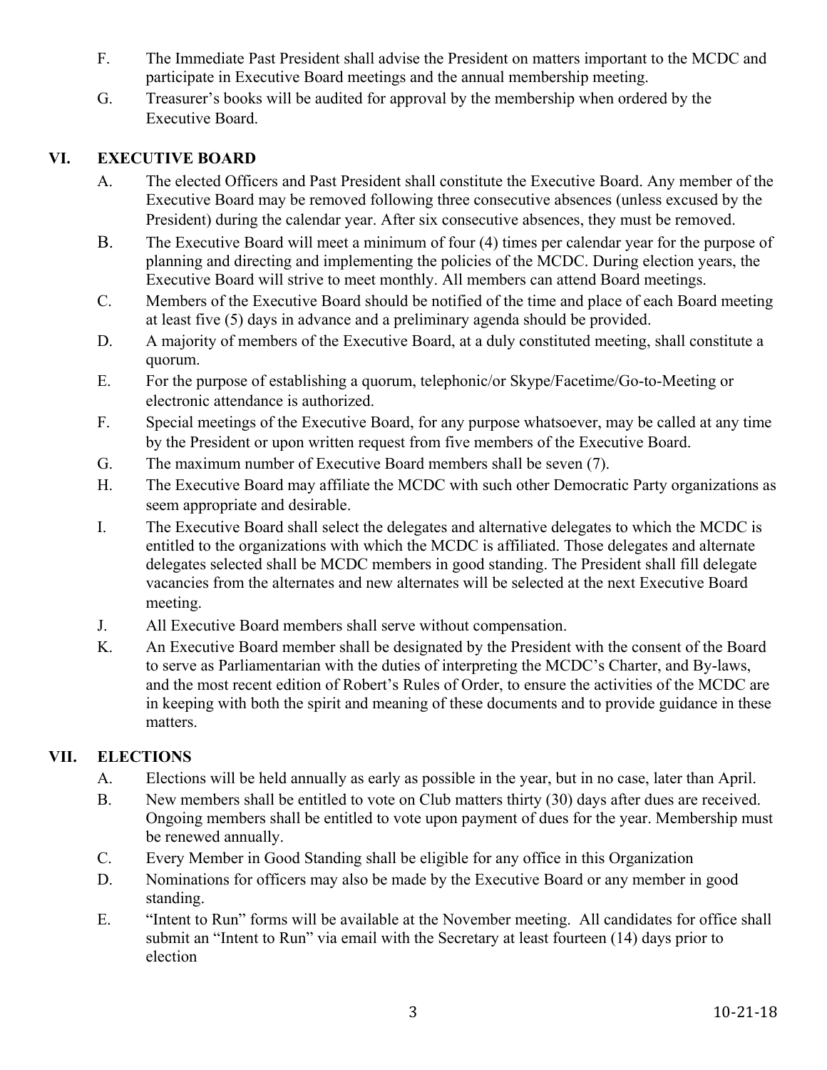F. The Immediate Past President shall advise the President on matters important to the MCDC and participate in Executive Board meetings and the annual membership meeting.

G. Treasurer's books will be audited for approval by the membership when ordered by the Executive Board.

## VI. EXECUTIVE BOARD

A. The elected Officers and Past President shall constitute the Executive Board. Any member of the Executive Board may be removed following three consecutive absences (unless excused by the President) during the calendar year. After six consecutive absences, they must be removed.

B. The Executive Board will meet a minimum of four (4) times per calendar year for the purpose of planning and directing and implementing the policies of the MCDC. During election years, the Executive Board will strive to meet monthly. All members can attend Board meetings.

C. Members of the Executive Board should be notified of the time and place of each Board meeting at least five (5) days in advance and a preliminary agenda should be provided.

D. A majority of members of the Executive Board, at a duly constituted meeting, shall constitute a quorum.

E. For the purpose of establishing a quorum, telephonic/or Skype/Facetime/Go-to-Meeting or electronic attendance is authorized.

F. Special meetings of the Executive Board, for any purpose whatsoever, may be called at any time by the President or upon written request from five members of the Executive Board.

G. The maximum number of Executive Board members shall be seven (7).

H. The Executive Board may affiliate the MCDC with such other Democratic Party organizations as seem appropriate and desirable.

I. The Executive Board shall select the delegates and alternative delegates to which the MCDC is entitled to the organizations with which the MCDC is affiliated. Those delegates and alternate delegates selected shall be MCDC members in good standing. The President shall fill delegate vacancies from the alternates and new alternates will be selected at the next Executive Board meeting.

J. All Executive Board members shall serve without compensation.

K. An Executive Board member shall be designated by the President with the consent of the Board to serve as Parliamentarian with the duties of interpreting the MCDC's Charter, and By-laws, and the most recent edition of Robert's Rules of Order, to ensure the activities of the MCDC are in keeping with both the spirit and meaning of these documents and to provide guidance in these matters.

## VII. ELECTIONS

A. Elections will be held annually as early as possible in the year, but in no case, later than April.

B. New members shall be entitled to vote on Club matters thirty (30) days after dues are received. Ongoing members shall be entitled to vote upon payment of dues for the year. Membership must be renewed annually.

C. Every Member in Good Standing shall be eligible for any office in this Organization

D. Nominations for officers may also be made by the Executive Board or any member in good standing.

E. "Intent to Run" forms will be available at the November meeting. All candidates for office shall submit an "Intent to Run" via email with the Secretary at least fourteen (14) days prior to election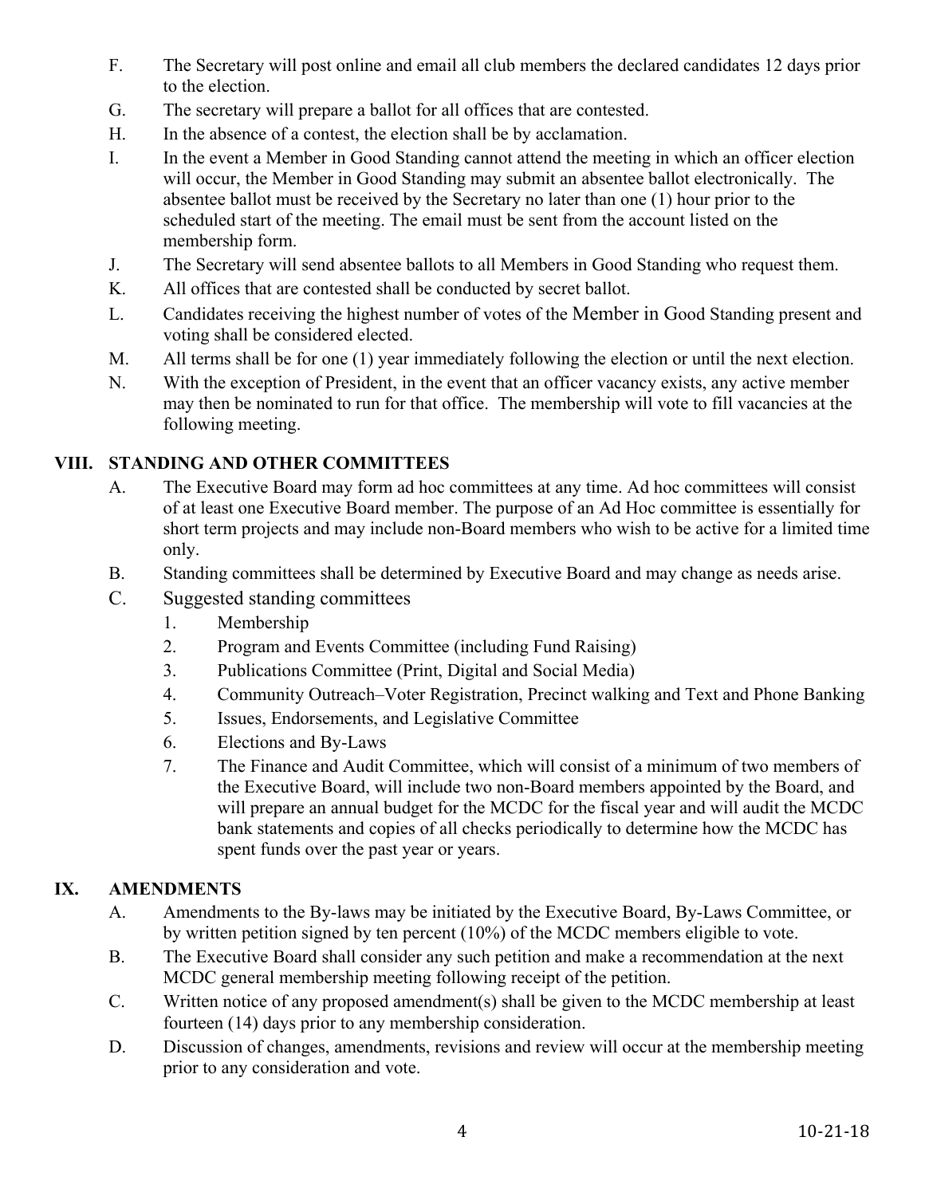F. The Secretary will post online and email all club members the declared candidates 12 days prior to the election.

G. The secretary will prepare a ballot for all offices that are contested.

H. In the absence of a contest, the election shall be by acclamation.

I. In the event a Member in Good Standing cannot attend the meeting in which an officer election will occur, the Member in Good Standing may submit an absentee ballot electronically. The absentee ballot must be received by the Secretary no later than one (1) hour prior to the scheduled start of the meeting. The email must be sent from the account listed on the membership form.

J. The Secretary will send absentee ballots to all Members in Good Standing who request them.

K. All offices that are contested shall be conducted by secret ballot.

L. Candidates receiving the highest number of votes of the Member in Good Standing present and voting shall be considered elected.

M. All terms shall be for one (1) year immediately following the election or until the next election.

N. With the exception of President, in the event that an officer vacancy exists, any active member may then be nominated to run for that office. The membership will vote to fill vacancies at the following meeting.

## VIII. STANDING AND OTHER COMMITTEES

A. The Executive Board may form ad hoc committees at any time. Ad hoc committees will consist of at least one Executive Board member. The purpose of an Ad Hoc committee is essentially for short term projects and may include non-Board members who wish to be active for a limited time only.

B. Standing committees shall be determined by Executive Board and may change as needs arise.

C. Suggested standing committees

1. Membership
2. Program and Events Committee (including Fund Raising)
3. Publications Committee (Print, Digital and Social Media)
4. Community Outreach–Voter Registration, Precinct walking and Text and Phone Banking
5. Issues, Endorsements, and Legislative Committee
6. Elections and By-Laws
7. The Finance and Audit Committee, which will consist of a minimum of two members of the Executive Board, will include two non-Board members appointed by the Board, and will prepare an annual budget for the MCDC for the fiscal year and will audit the MCDC bank statements and copies of all checks periodically to determine how the MCDC has spent funds over the past year or years.

## IX. AMENDMENTS

A. Amendments to the By-laws may be initiated by the Executive Board, By-Laws Committee, or by written petition signed by ten percent (10%) of the MCDC members eligible to vote.

B. The Executive Board shall consider any such petition and make a recommendation at the next MCDC general membership meeting following receipt of the petition.

C. Written notice of any proposed amendment(s) shall be given to the MCDC membership at least fourteen (14) days prior to any membership consideration.

D. Discussion of changes, amendments, revisions and review will occur at the membership meeting prior to any consideration and vote.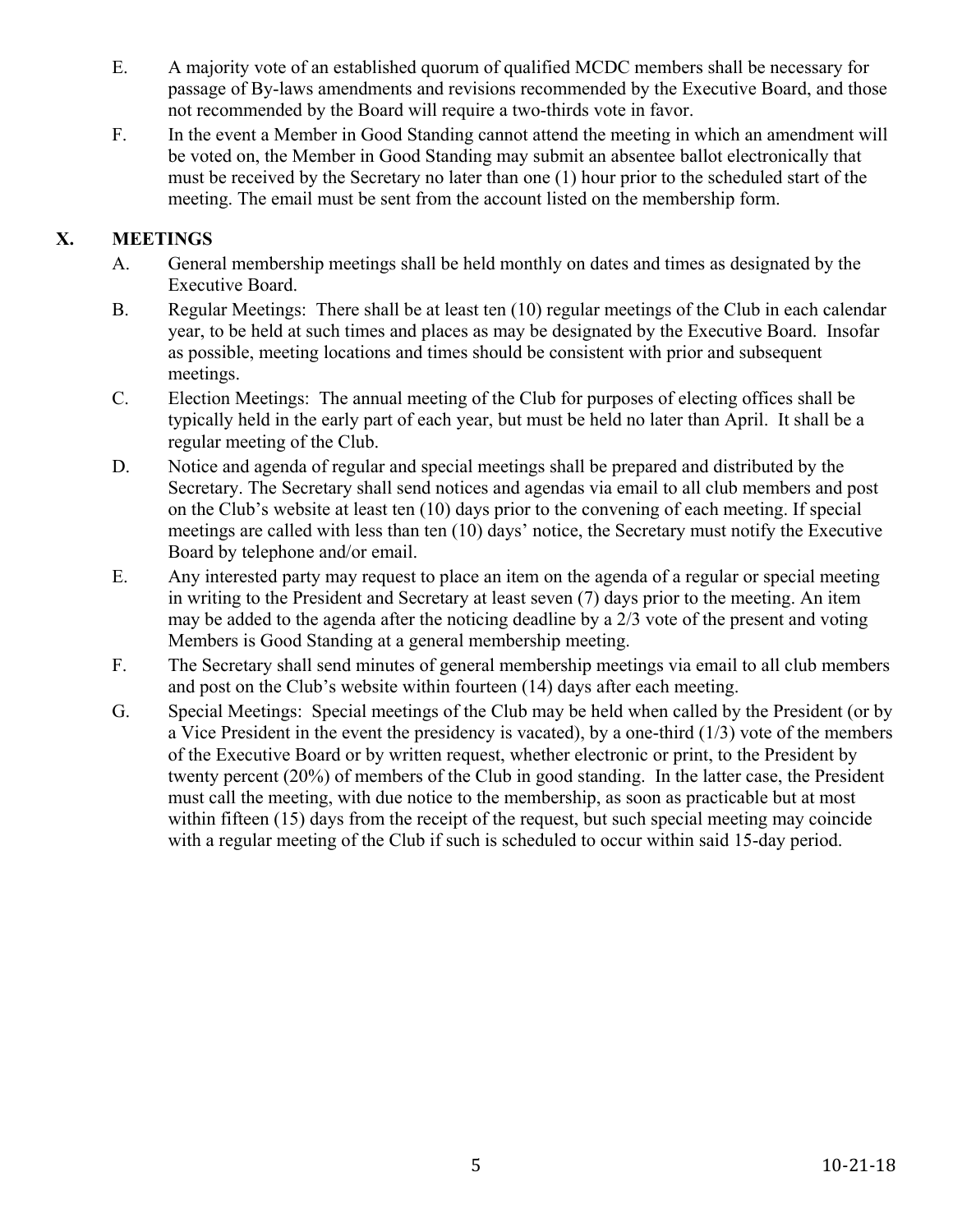E. A majority vote of an established quorum of qualified MCDC members shall be necessary for passage of By-laws amendments and revisions recommended by the Executive Board, and those not recommended by the Board will require a two-thirds vote in favor.

F. In the event a Member in Good Standing cannot attend the meeting in which an amendment will be voted on, the Member in Good Standing may submit an absentee ballot electronically that must be received by the Secretary no later than one (1) hour prior to the scheduled start of the meeting. The email must be sent from the account listed on the membership form.

## X. MEETINGS

A. General membership meetings shall be held monthly on dates and times as designated by the Executive Board.

B. Regular Meetings: There shall be at least ten (10) regular meetings of the Club in each calendar year, to be held at such times and places as may be designated by the Executive Board. Insofar as possible, meeting locations and times should be consistent with prior and subsequent meetings.

C. Election Meetings: The annual meeting of the Club for purposes of electing offices shall be typically held in the early part of each year, but must be held no later than April. It shall be a regular meeting of the Club.

D. Notice and agenda of regular and special meetings shall be prepared and distributed by the Secretary. The Secretary shall send notices and agendas via email to all club members and post on the Club's website at least ten (10) days prior to the convening of each meeting. If special meetings are called with less than ten (10) days' notice, the Secretary must notify the Executive Board by telephone and/or email.

E. Any interested party may request to place an item on the agenda of a regular or special meeting in writing to the President and Secretary at least seven (7) days prior to the meeting. An item may be added to the agenda after the noticing deadline by a 2/3 vote of the present and voting Members is Good Standing at a general membership meeting.

F. The Secretary shall send minutes of general membership meetings via email to all club members and post on the Club's website within fourteen (14) days after each meeting.

G. Special Meetings: Special meetings of the Club may be held when called by the President (or by a Vice President in the event the presidency is vacated), by a one-third (1/3) vote of the members of the Executive Board or by written request, whether electronic or print, to the President by twenty percent (20%) of members of the Club in good standing. In the latter case, the President must call the meeting, with due notice to the membership, as soon as practicable but at most within fifteen (15) days from the receipt of the request, but such special meeting may coincide with a regular meeting of the Club if such is scheduled to occur within said 15-day period.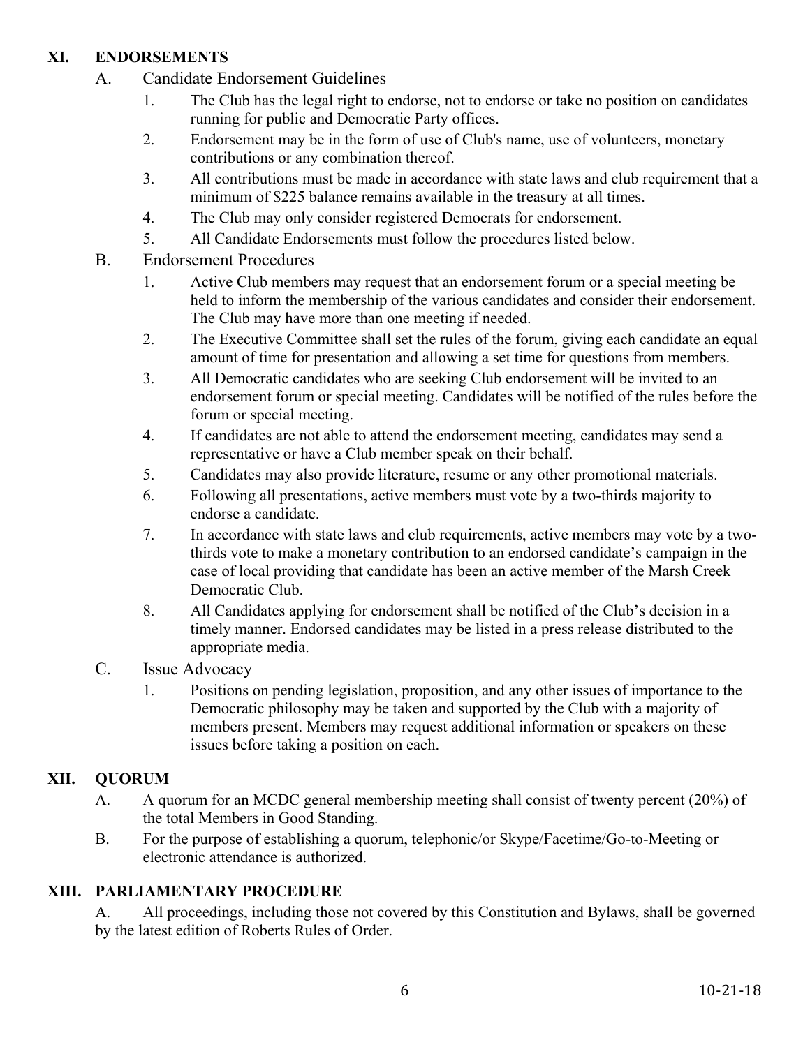## XI. ENDORSEMENTS

A. Candidate Endorsement Guidelines

1. The Club has the legal right to endorse, not to endorse or take no position on candidates running for public and Democratic Party offices.
2. Endorsement may be in the form of use of Club's name, use of volunteers, monetary contributions or any combination thereof.
3. All contributions must be made in accordance with state laws and club requirement that a minimum of $225 balance remains available in the treasury at all times.
4. The Club may only consider registered Democrats for endorsement.
5. All Candidate Endorsements must follow the procedures listed below.

B. Endorsement Procedures

1. Active Club members may request that an endorsement forum or a special meeting be held to inform the membership of the various candidates and consider their endorsement. The Club may have more than one meeting if needed.
2. The Executive Committee shall set the rules of the forum, giving each candidate an equal amount of time for presentation and allowing a set time for questions from members.
3. All Democratic candidates who are seeking Club endorsement will be invited to an endorsement forum or special meeting. Candidates will be notified of the rules before the forum or special meeting.
4. If candidates are not able to attend the endorsement meeting, candidates may send a representative or have a Club member speak on their behalf.
5. Candidates may also provide literature, resume or any other promotional materials.
6. Following all presentations, active members must vote by a two-thirds majority to endorse a candidate.
7. In accordance with state laws and club requirements, active members may vote by a two-thirds vote to make a monetary contribution to an endorsed candidate's campaign in the case of local providing that candidate has been an active member of the Marsh Creek Democratic Club.
8. All Candidates applying for endorsement shall be notified of the Club's decision in a timely manner. Endorsed candidates may be listed in a press release distributed to the appropriate media.

C. Issue Advocacy

1. Positions on pending legislation, proposition, and any other issues of importance to the Democratic philosophy may be taken and supported by the Club with a majority of members present. Members may request additional information or speakers on these issues before taking a position on each.

## XII. QUORUM

A. A quorum for an MCDC general membership meeting shall consist of twenty percent (20%) of the total Members in Good Standing.

B. For the purpose of establishing a quorum, telephonic/or Skype/Facetime/Go-to-Meeting or electronic attendance is authorized.

## XIII. PARLIAMENTARY PROCEDURE

A. All proceedings, including those not covered by this Constitution and Bylaws, shall be governed by the latest edition of Roberts Rules of Order.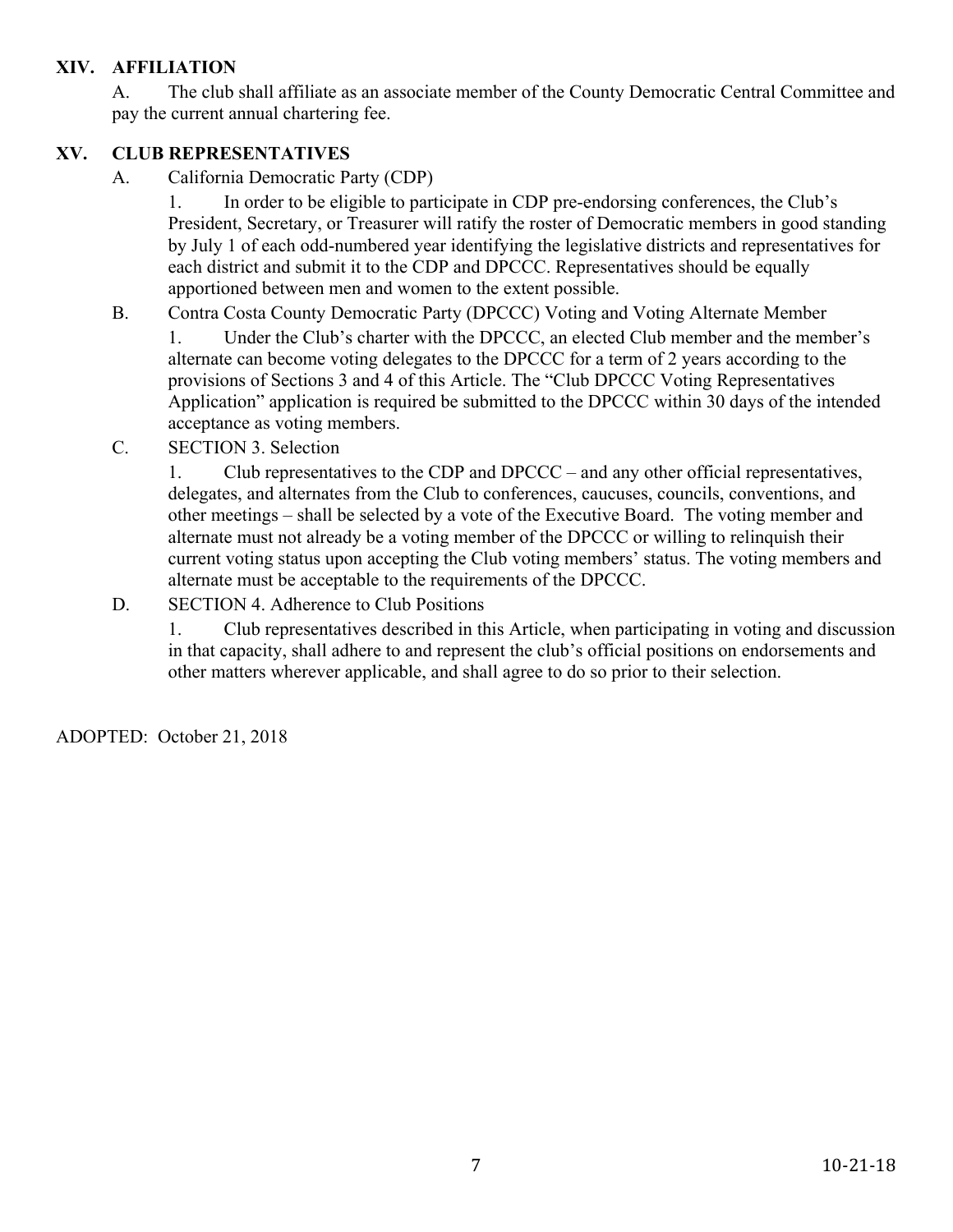## XIV. AFFILIATION

A. The club shall affiliate as an associate member of the County Democratic Central Committee and pay the current annual chartering fee.

## XV. CLUB REPRESENTATIVES

A. California Democratic Party (CDP)

1. In order to be eligible to participate in CDP pre-endorsing conferences, the Club's President, Secretary, or Treasurer will ratify the roster of Democratic members in good standing by July 1 of each odd-numbered year identifying the legislative districts and representatives for each district and submit it to the CDP and DPCCC. Representatives should be equally apportioned between men and women to the extent possible.

B. Contra Costa County Democratic Party (DPCCC) Voting and Voting Alternate Member

1. Under the Club's charter with the DPCCC, an elected Club member and the member's alternate can become voting delegates to the DPCCC for a term of 2 years according to the provisions of Sections 3 and 4 of this Article. The "Club DPCCC Voting Representatives Application" application is required be submitted to the DPCCC within 30 days of the intended acceptance as voting members.

C. SECTION 3. Selection

1. Club representatives to the CDP and DPCCC – and any other official representatives, delegates, and alternates from the Club to conferences, caucuses, councils, conventions, and other meetings – shall be selected by a vote of the Executive Board. The voting member and alternate must not already be a voting member of the DPCCC or willing to relinquish their current voting status upon accepting the Club voting members' status. The voting members and alternate must be acceptable to the requirements of the DPCCC.

D. SECTION 4. Adherence to Club Positions

1. Club representatives described in this Article, when participating in voting and discussion in that capacity, shall adhere to and represent the club's official positions on endorsements and other matters wherever applicable, and shall agree to do so prior to their selection.

ADOPTED: October 21, 2018